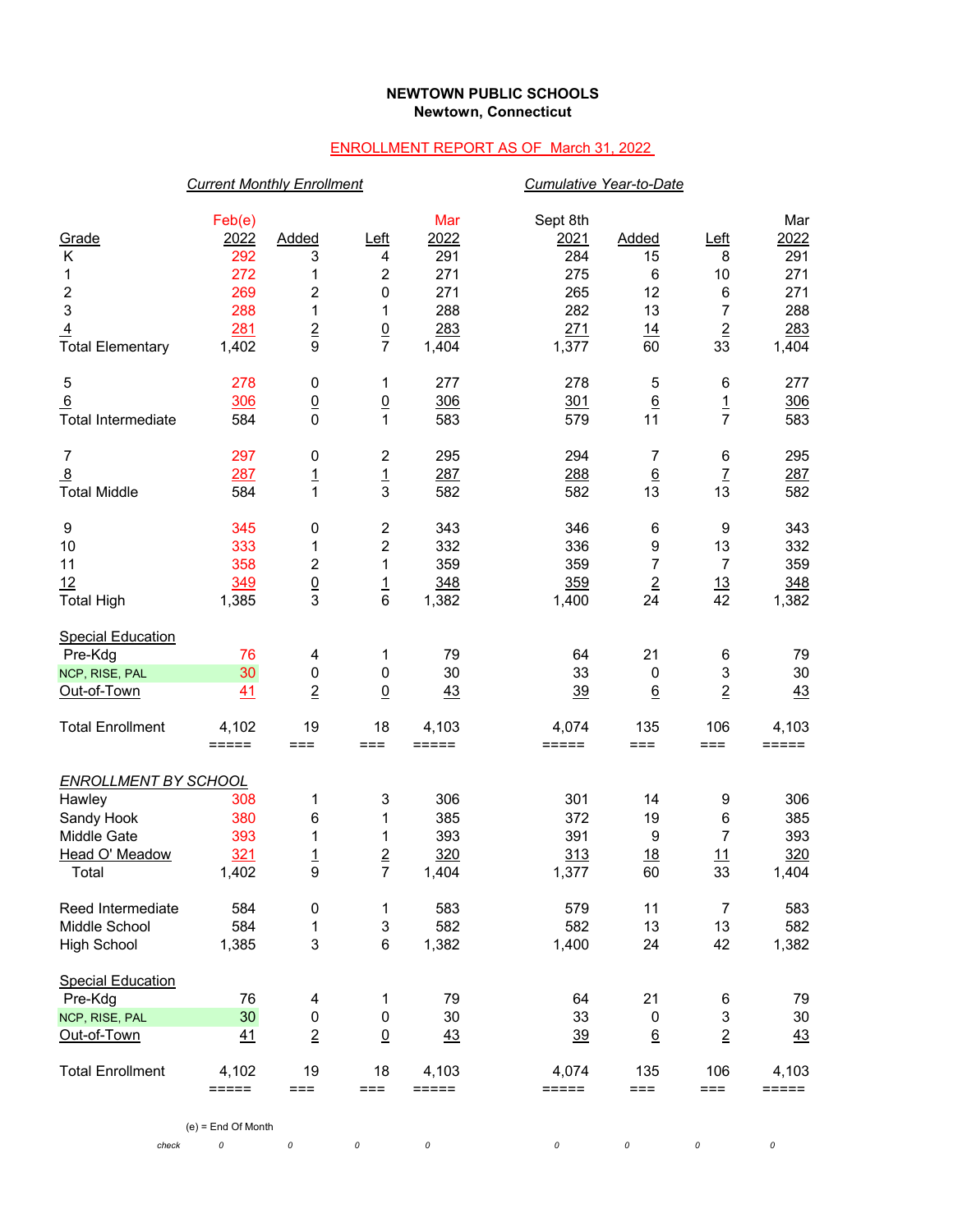**NEWTOWN PUBLIC SCHOOLS**
**Newtown, Connecticut**

ENROLLMENT REPORT AS OF March 31, 2022

| | *Current Monthly Enrollment* | | | | *Cumulative Year-to-Date* | | | |
|---|---|---|---|---|---|---|---|---|
| Grade | Feb(e) 2022 | Added | Left | Mar 2022 | Sept 8th 2021 | Added | Left | Mar 2022 |
| K | 292 | 3 | 4 | 291 | 284 | 15 | 8 | 291 |
| 1 | 272 | 1 | 2 | 271 | 275 | 6 | 10 | 271 |
| 2 | 269 | 2 | 0 | 271 | 265 | 12 | 6 | 271 |
| 3 | 288 | 1 | 1 | 288 | 282 | 13 | 7 | 288 |
| 4 | 281 | 2 | 0 | 283 | 271 | 14 | 2 | 283 |
| Total Elementary | 1,402 | 9 | 7 | 1,404 | 1,377 | 60 | 33 | 1,404 |
| 5 | 278 | 0 | 1 | 277 | 278 | 5 | 6 | 277 |
| 6 | 306 | 0 | 0 | 306 | 301 | 6 | 1 | 306 |
| Total Intermediate | 584 | 0 | 1 | 583 | 579 | 11 | 7 | 583 |
| 7 | 297 | 0 | 2 | 295 | 294 | 7 | 6 | 295 |
| 8 | 287 | 1 | 1 | 287 | 288 | 6 | 7 | 287 |
| Total Middle | 584 | 1 | 3 | 582 | 582 | 13 | 13 | 582 |
| 9 | 345 | 0 | 2 | 343 | 346 | 6 | 9 | 343 |
| 10 | 333 | 1 | 2 | 332 | 336 | 9 | 13 | 332 |
| 11 | 358 | 2 | 1 | 359 | 359 | 7 | 7 | 359 |
| 12 | 349 | 0 | 1 | 348 | 359 | 2 | 13 | 348 |
| Total High | 1,385 | 3 | 6 | 1,382 | 1,400 | 24 | 42 | 1,382 |
| Special Education | | | | | | | | |
| Pre-Kdg | 76 | 4 | 1 | 79 | 64 | 21 | 6 | 79 |
| NCP, RISE, PAL | 30 | 0 | 0 | 30 | 33 | 0 | 3 | 30 |
| Out-of-Town | 41 | 2 | 0 | 43 | 39 | 6 | 2 | 43 |
| Total Enrollment | 4,102 | 19 | 18 | 4,103 | 4,074 | 135 | 106 | 4,103 |
| *ENROLLMENT BY SCHOOL* | | | | | | | | |
| Hawley | 308 | 1 | 3 | 306 | 301 | 14 | 9 | 306 |
| Sandy Hook | 380 | 6 | 1 | 385 | 372 | 19 | 6 | 385 |
| Middle Gate | 393 | 1 | 1 | 393 | 391 | 9 | 7 | 393 |
| Head O' Meadow | 321 | 1 | 2 | 320 | 313 | 18 | 11 | 320 |
| Total | 1,402 | 9 | 7 | 1,404 | 1,377 | 60 | 33 | 1,404 |
| Reed Intermediate | 584 | 0 | 1 | 583 | 579 | 11 | 7 | 583 |
| Middle School | 584 | 1 | 3 | 582 | 582 | 13 | 13 | 582 |
| High School | 1,385 | 3 | 6 | 1,382 | 1,400 | 24 | 42 | 1,382 |
| Special Education | | | | | | | | |
| Pre-Kdg | 76 | 4 | 1 | 79 | 64 | 21 | 6 | 79 |
| NCP, RISE, PAL | 30 | 0 | 0 | 30 | 33 | 0 | 3 | 30 |
| Out-of-Town | 41 | 2 | 0 | 43 | 39 | 6 | 2 | 43 |
| Total Enrollment | 4,102 | 19 | 18 | 4,103 | 4,074 | 135 | 106 | 4,103 |
| *check* | 0 | 0 | 0 | 0 | 0 | 0 | 0 | 0 |

(e) = End Of Month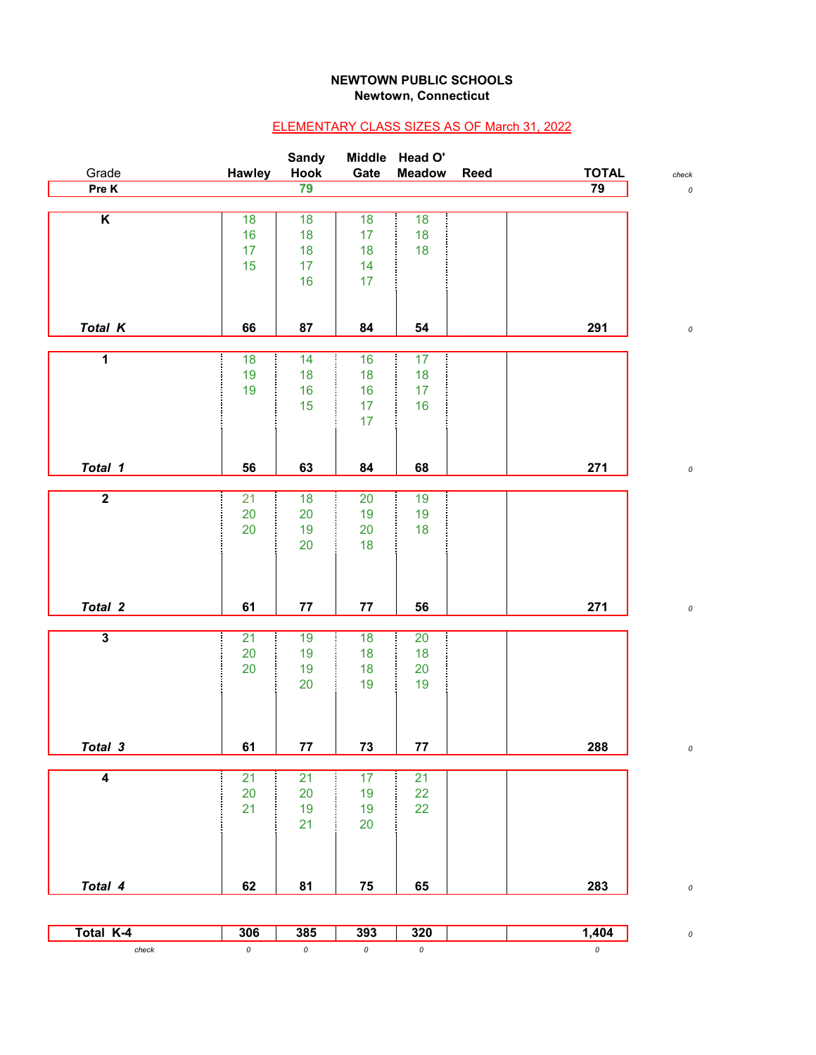**NEWTOWN PUBLIC SCHOOLS**
**Newtown, Connecticut**

ELEMENTARY CLASS SIZES AS OF March 31, 2022

| Grade | Hawley | Sandy Hook | Middle Gate | Head O' Meadow | Reed | TOTAL | check |
|---|---|---|---|---|---|---|---|
| **Pre K** | | 79 | | | | 79 | 0 |
| **K** | 18 | 18 | 18 | 18 | | | |
| | 16 | 18 | 17 | 18 | | | |
| | 17 | 18 | 18 | 18 | | | |
| | 15 | 17 | 14 | | | | |
| | | 16 | 17 | | | | |
| ***Total K*** | **66** | **87** | **84** | **54** | | **291** | 0 |
| **1** | 18 | 14 | 16 | 17 | | | |
| | 19 | 18 | 18 | 18 | | | |
| | 19 | 16 | 16 | 17 | | | |
| | | 15 | 17 | 16 | | | |
| | | | 17 | | | | |
| ***Total 1*** | **56** | **63** | **84** | **68** | | **271** | 0 |
| **2** | 21 | 18 | 20 | 19 | | | |
| | 20 | 20 | 19 | 19 | | | |
| | 20 | 19 | 20 | 18 | | | |
| | | 20 | 18 | | | | |
| ***Total 2*** | **61** | **77** | **77** | **56** | | **271** | 0 |
| **3** | 21 | 19 | 18 | 20 | | | |
| | 20 | 19 | 18 | 18 | | | |
| | 20 | 19 | 18 | 20 | | | |
| | | 20 | 19 | 19 | | | |
| ***Total 3*** | **61** | **77** | **73** | **77** | | **288** | 0 |
| **4** | 21 | 21 | 17 | 21 | | | |
| | 20 | 20 | 19 | 22 | | | |
| | 21 | 19 | 19 | 22 | | | |
| | | 21 | 20 | | | | |
| ***Total 4*** | **62** | **81** | **75** | **65** | | **283** | 0 |
| **Total K-4** | **306** | **385** | **393** | **320** | | **1,404** | 0 |
| *check* | *0* | *0* | *0* | *0* | | *0* | |